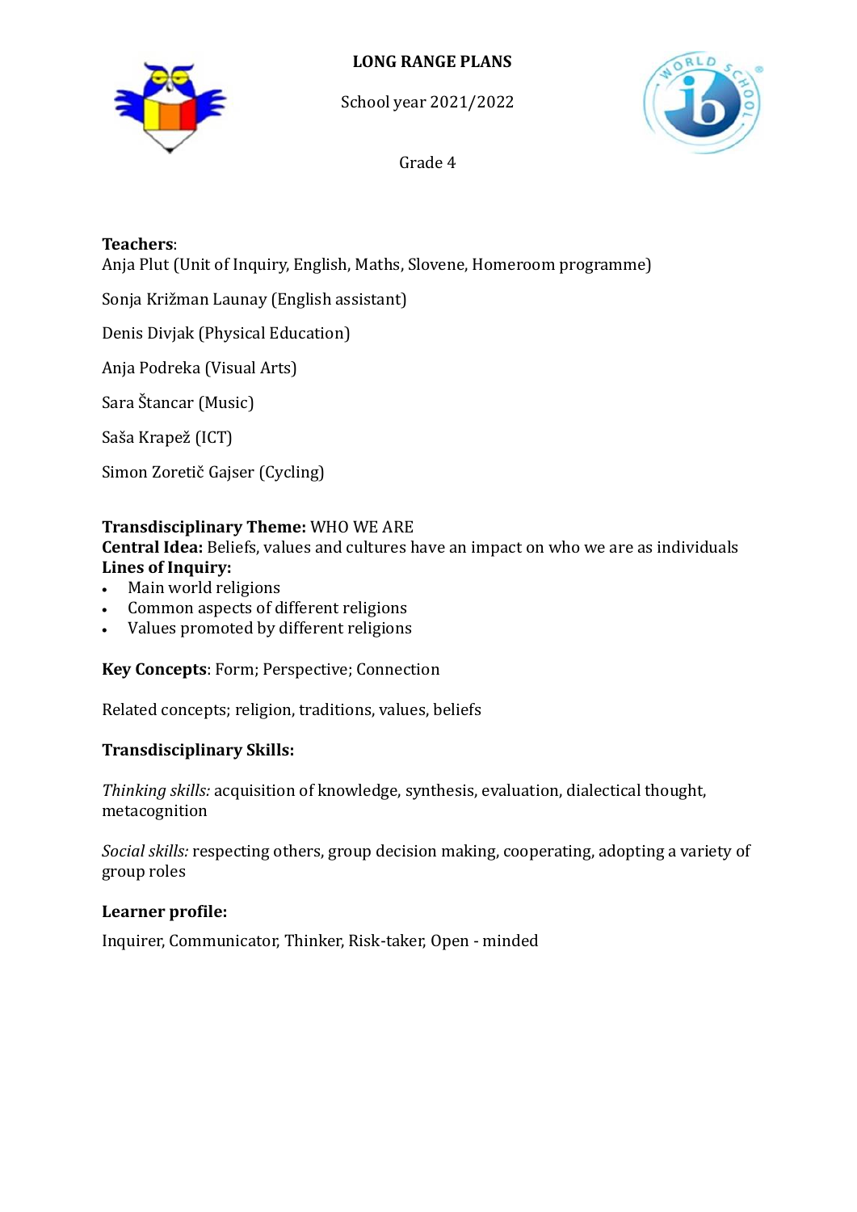# LONG RANGE PLANS

School year 2021/2022

Grade 4

**Teachers**:

Anja Plut (Unit of Inquiry, English, Maths, Slovene, Homeroom programme)

Sonja Križman Launay (English assistant)

Denis Divjak (Physical Education)

Anja Podreka (Visual Arts)

Sara Štancar (Music)

Saša Krapež (ICT)

Simon Zoretič Gajser (Cycling)

**Transdisciplinary Theme:** WHO WE ARE

**Central Idea:** Beliefs, values and cultures have an impact on who we are as individuals

**Lines of Inquiry:**

- Main world religions
- Common aspects of different religions
- Values promoted by different religions

**Key Concepts**: Form; Perspective; Connection

Related concepts; religion, traditions, values, beliefs

**Transdisciplinary Skills:**

*Thinking skills:* acquisition of knowledge, synthesis, evaluation, dialectical thought, metacognition

*Social skills:* respecting others, group decision making, cooperating, adopting a variety of group roles

**Learner profile:**

Inquirer, Communicator, Thinker, Risk-taker, Open - minded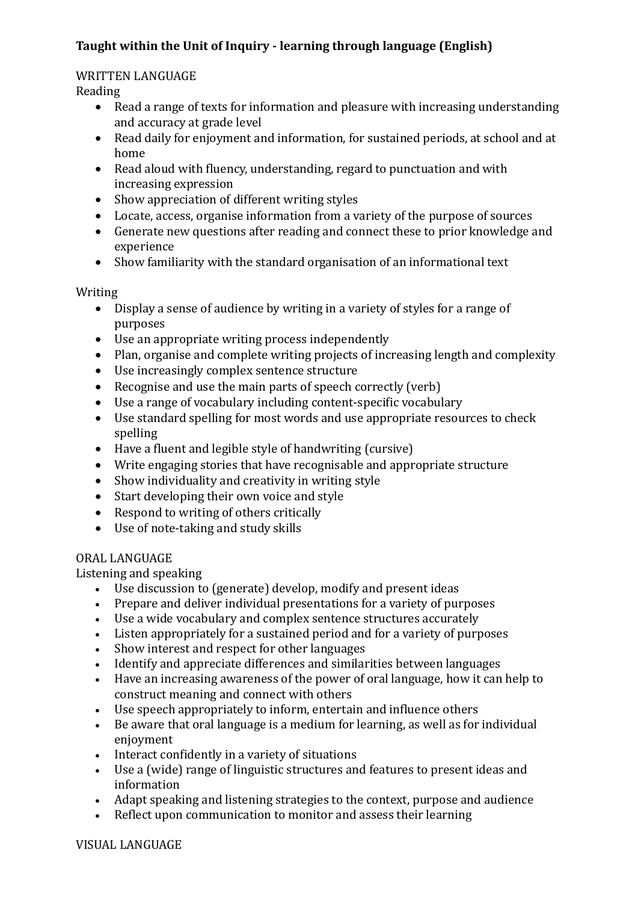**Taught within the Unit of Inquiry - learning through language (English)**

WRITTEN LANGUAGE

Reading

- Read a range of texts for information and pleasure with increasing understanding and accuracy at grade level
- Read daily for enjoyment and information, for sustained periods, at school and at home
- Read aloud with fluency, understanding, regard to punctuation and with increasing expression
- Show appreciation of different writing styles
- Locate, access, organise information from a variety of the purpose of sources
- Generate new questions after reading and connect these to prior knowledge and experience
- Show familiarity with the standard organisation of an informational text

Writing

- Display a sense of audience by writing in a variety of styles for a range of purposes
- Use an appropriate writing process independently
- Plan, organise and complete writing projects of increasing length and complexity
- Use increasingly complex sentence structure
- Recognise and use the main parts of speech correctly (verb)
- Use a range of vocabulary including content-specific vocabulary
- Use standard spelling for most words and use appropriate resources to check spelling
- Have a fluent and legible style of handwriting (cursive)
- Write engaging stories that have recognisable and appropriate structure
- Show individuality and creativity in writing style
- Start developing their own voice and style
- Respond to writing of others critically
- Use of note-taking and study skills

ORAL LANGUAGE

Listening and speaking

- Use discussion to (generate) develop, modify and present ideas
- Prepare and deliver individual presentations for a variety of purposes
- Use a wide vocabulary and complex sentence structures accurately
- Listen appropriately for a sustained period and for a variety of purposes
- Show interest and respect for other languages
- Identify and appreciate differences and similarities between languages
- Have an increasing awareness of the power of oral language, how it can help to construct meaning and connect with others
- Use speech appropriately to inform, entertain and influence others
- Be aware that oral language is a medium for learning, as well as for individual enjoyment
- Interact confidently in a variety of situations
- Use a (wide) range of linguistic structures and features to present ideas and information
- Adapt speaking and listening strategies to the context, purpose and audience
- Reflect upon communication to monitor and assess their learning

VISUAL LANGUAGE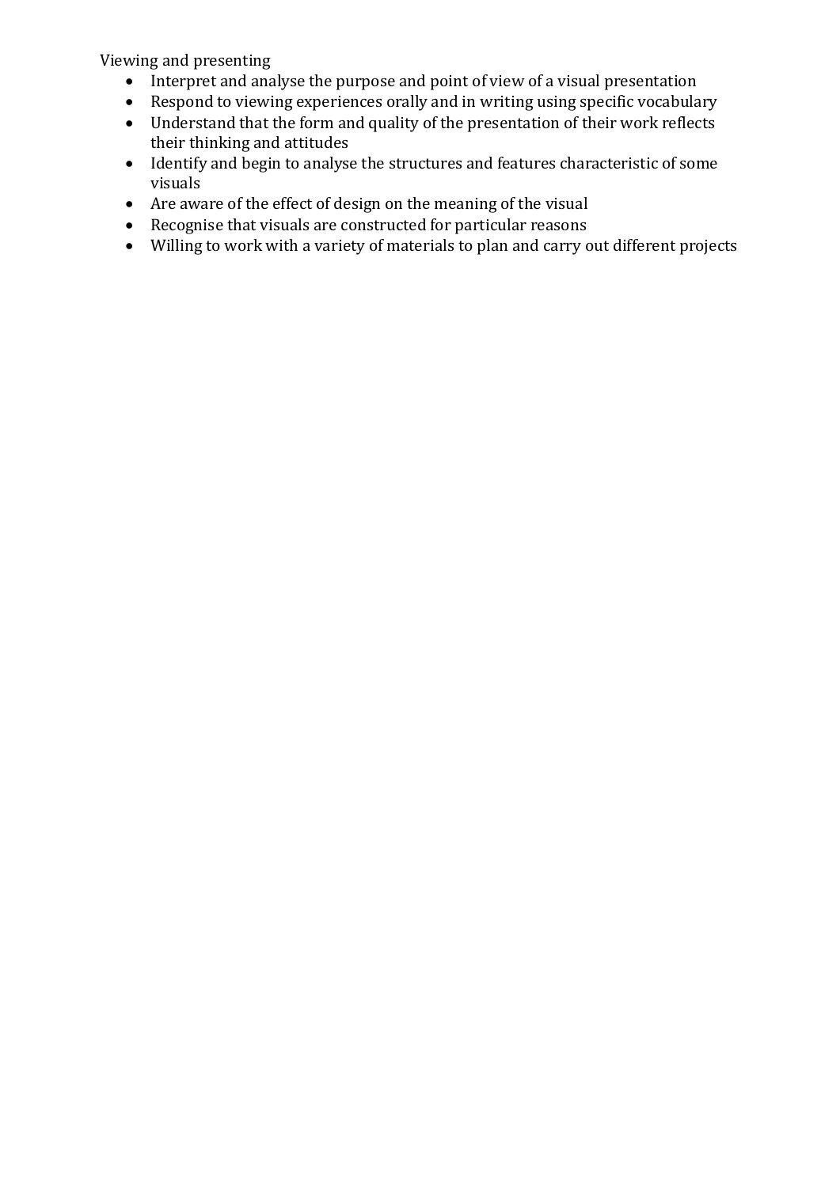Viewing and presenting

- Interpret and analyse the purpose and point of view of a visual presentation
- Respond to viewing experiences orally and in writing using specific vocabulary
- Understand that the form and quality of the presentation of their work reflects their thinking and attitudes
- Identify and begin to analyse the structures and features characteristic of some visuals
- Are aware of the effect of design on the meaning of the visual
- Recognise that visuals are constructed for particular reasons
- Willing to work with a variety of materials to plan and carry out different projects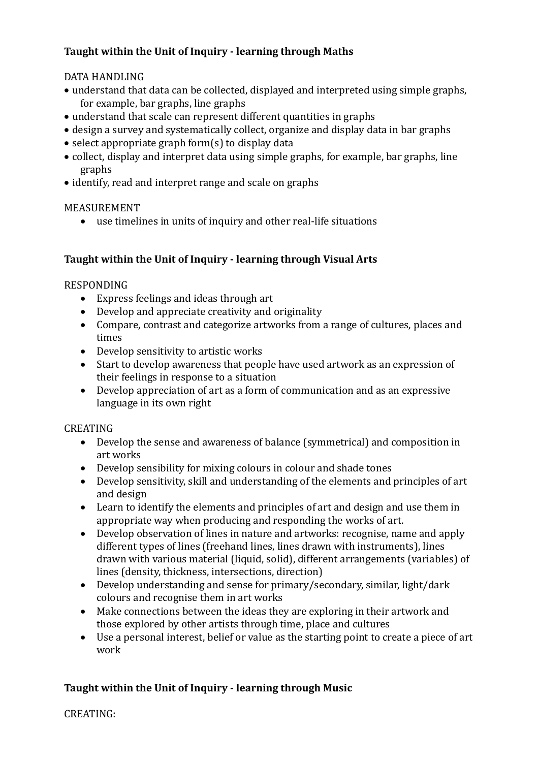**Taught within the Unit of Inquiry - learning through Maths**

DATA HANDLING

- understand that data can be collected, displayed and interpreted using simple graphs, for example, bar graphs, line graphs
- understand that scale can represent different quantities in graphs
- design a survey and systematically collect, organize and display data in bar graphs
- select appropriate graph form(s) to display data
- collect, display and interpret data using simple graphs, for example, bar graphs, line graphs
- identify, read and interpret range and scale on graphs

MEASUREMENT

- use timelines in units of inquiry and other real-life situations

**Taught within the Unit of Inquiry - learning through Visual Arts**

RESPONDING

- Express feelings and ideas through art
- Develop and appreciate creativity and originality
- Compare, contrast and categorize artworks from a range of cultures, places and times
- Develop sensitivity to artistic works
- Start to develop awareness that people have used artwork as an expression of their feelings in response to a situation
- Develop appreciation of art as a form of communication and as an expressive language in its own right

CREATING

- Develop the sense and awareness of balance (symmetrical) and composition in art works
- Develop sensibility for mixing colours in colour and shade tones
- Develop sensitivity, skill and understanding of the elements and principles of art and design
- Learn to identify the elements and principles of art and design and use them in appropriate way when producing and responding the works of art.
- Develop observation of lines in nature and artworks: recognise, name and apply different types of lines (freehand lines, lines drawn with instruments), lines drawn with various material (liquid, solid), different arrangements (variables) of lines (density, thickness, intersections, direction)
- Develop understanding and sense for primary/secondary, similar, light/dark colours and recognise them in art works
- Make connections between the ideas they are exploring in their artwork and those explored by other artists through time, place and cultures
- Use a personal interest, belief or value as the starting point to create a piece of art work

**Taught within the Unit of Inquiry - learning through Music**

CREATING: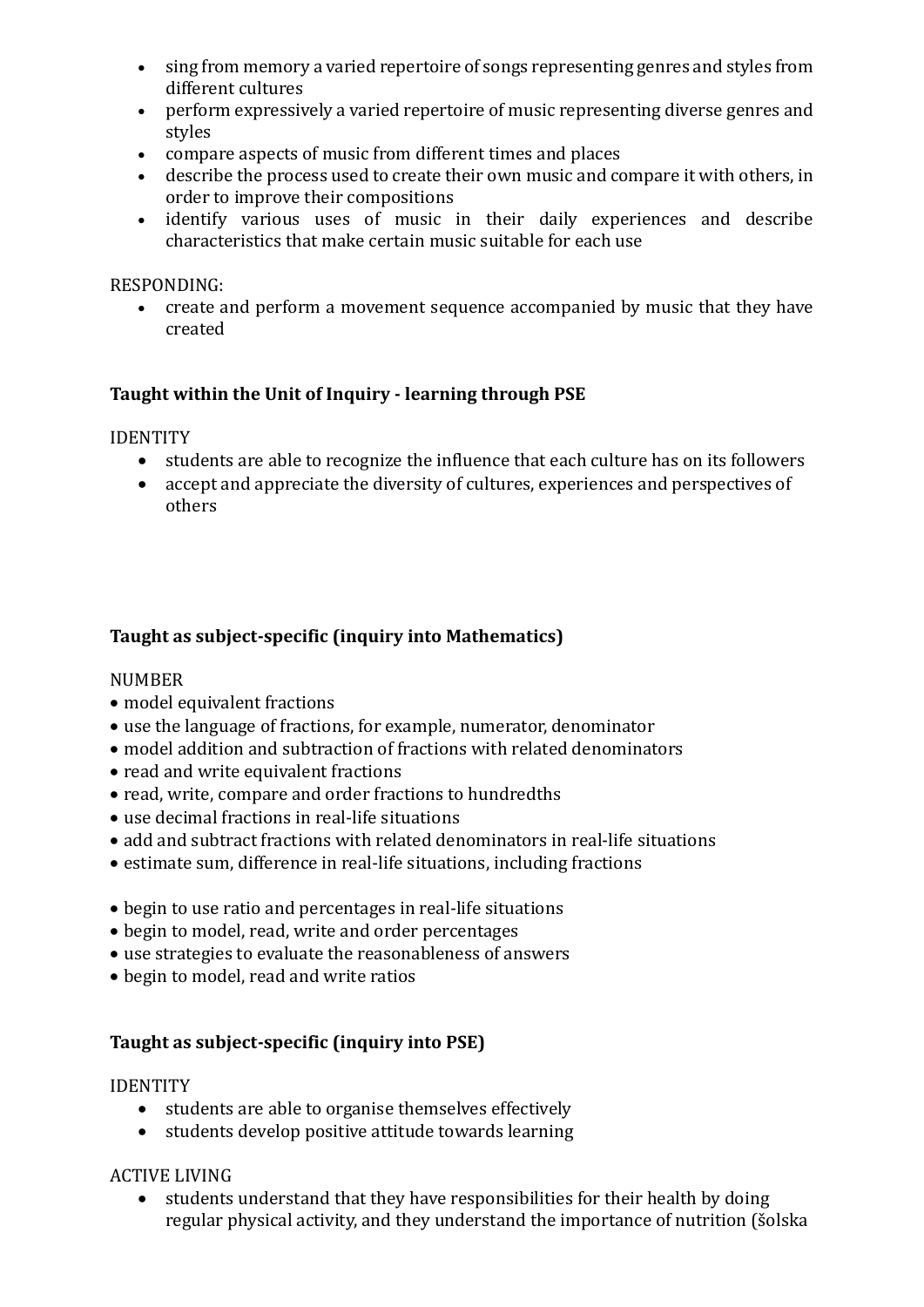- sing from memory a varied repertoire of songs representing genres and styles from different cultures
- perform expressively a varied repertoire of music representing diverse genres and styles
- compare aspects of music from different times and places
- describe the process used to create their own music and compare it with others, in order to improve their compositions
- identify various uses of music in their daily experiences and describe characteristics that make certain music suitable for each use

RESPONDING:

- create and perform a movement sequence accompanied by music that they have created

**Taught within the Unit of Inquiry - learning through PSE**

IDENTITY

- students are able to recognize the influence that each culture has on its followers
- accept and appreciate the diversity of cultures, experiences and perspectives of others

**Taught as subject-specific (inquiry into Mathematics)**

NUMBER

- model equivalent fractions
- use the language of fractions, for example, numerator, denominator
- model addition and subtraction of fractions with related denominators
- read and write equivalent fractions
- read, write, compare and order fractions to hundredths
- use decimal fractions in real-life situations
- add and subtract fractions with related denominators in real-life situations
- estimate sum, difference in real-life situations, including fractions

- begin to use ratio and percentages in real-life situations
- begin to model, read, write and order percentages
- use strategies to evaluate the reasonableness of answers
- begin to model, read and write ratios

**Taught as subject-specific (inquiry into PSE)**

IDENTITY

- students are able to organise themselves effectively
- students develop positive attitude towards learning

ACTIVE LIVING

- students understand that they have responsibilities for their health by doing regular physical activity, and they understand the importance of nutrition (šolska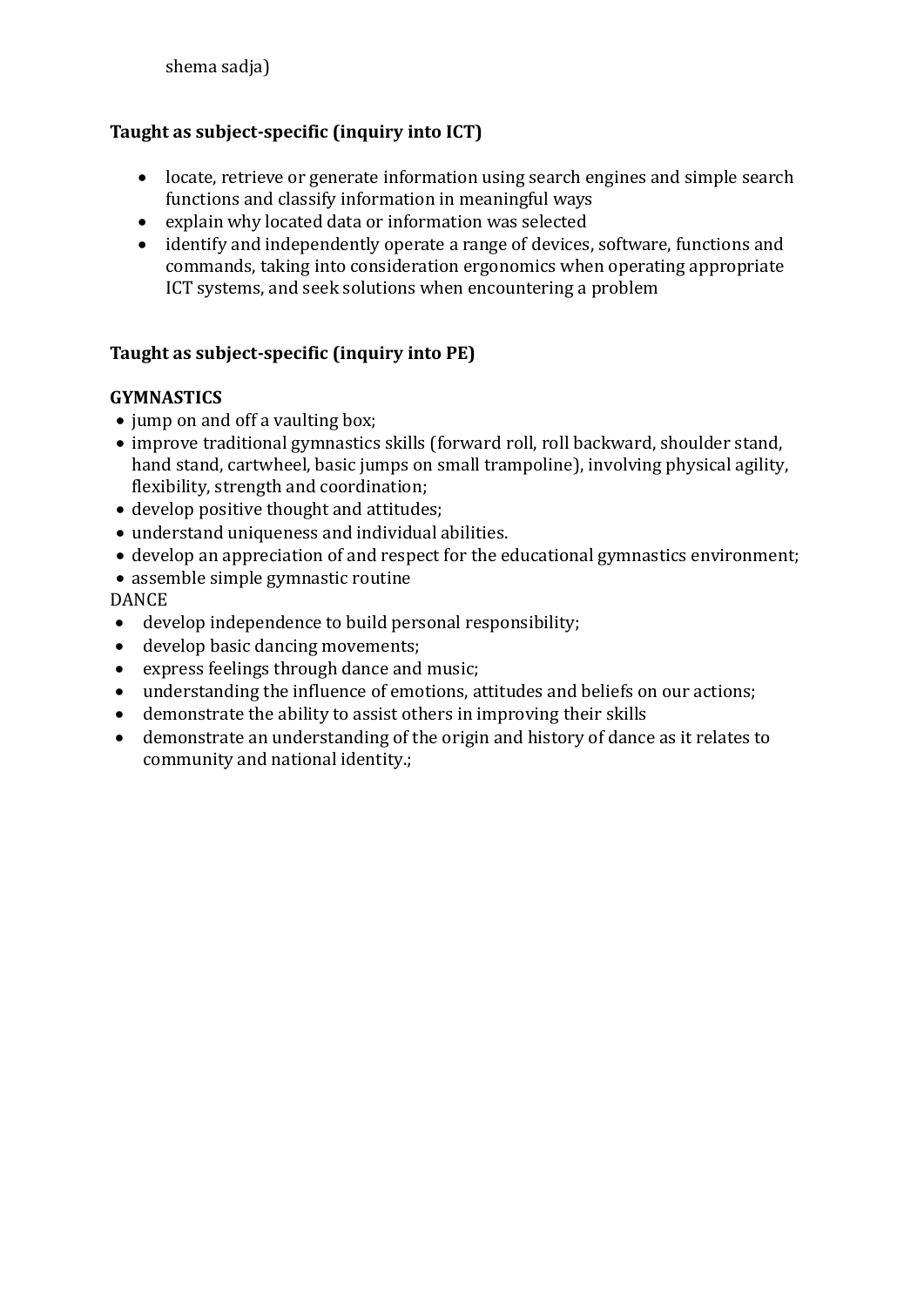shema sadja)

**Taught as subject-specific (inquiry into ICT)**

- locate, retrieve or generate information using search engines and simple search functions and classify information in meaningful ways
- explain why located data or information was selected
- identify and independently operate a range of devices, software, functions and commands, taking into consideration ergonomics when operating appropriate ICT systems, and seek solutions when encountering a problem

**Taught as subject-specific (inquiry into PE)**

**GYMNASTICS**

- jump on and off a vaulting box;
- improve traditional gymnastics skills (forward roll, roll backward, shoulder stand, hand stand, cartwheel, basic jumps on small trampoline), involving physical agility, flexibility, strength and coordination;
- develop positive thought and attitudes;
- understand uniqueness and individual abilities.
- develop an appreciation of and respect for the educational gymnastics environment;
- assemble simple gymnastic routine

DANCE

- develop independence to build personal responsibility;
- develop basic dancing movements;
- express feelings through dance and music;
- understanding the influence of emotions, attitudes and beliefs on our actions;
- demonstrate the ability to assist others in improving their skills
- demonstrate an understanding of the origin and history of dance as it relates to community and national identity.;